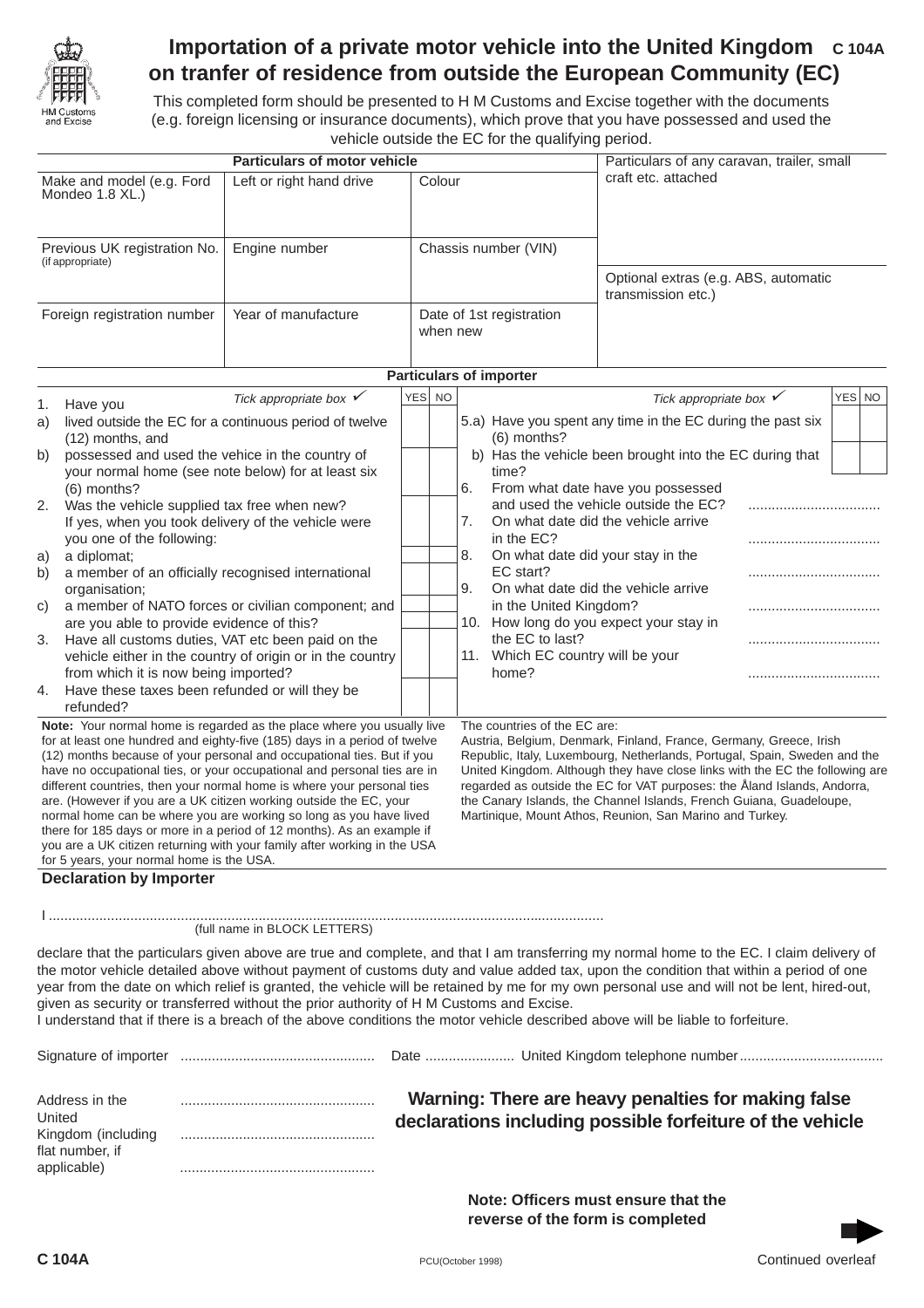HM Customs and Excise

# Importation of a private motor vehicle into the United Kingdom on tranfer of residence from outside the European Community (EC)

C 104A

This completed form should be presented to H M Customs and Excise together with the documents (e.g. foreign licensing or insurance documents), which prove that you have possessed and used the vehicle outside the EC for the qualifying period.

| Particulars of motor vehicle | | | Particulars of any caravan, trailer, small craft etc. attached |
|---|---|---|---|
| Make and model (e.g. Ford Mondeo 1.8 XL.) | Left or right hand drive | Colour | |
| Previous UK registration No. (if appropriate) | Engine number | Chassis number (VIN) | Optional extras (e.g. ABS, automatic transmission etc.) |
| Foreign registration number | Year of manufacture | Date of 1st registration when new | |

## Particulars of importer

| Tick appropriate box ✓ | YES | NO |
|---|---|---|
| 1. Have you | | |
| a) lived outside the EC for a continuous period of twelve (12) months, and | | |
| b) possessed and used the vehice in the country of your normal home (see note below) for at least six (6) months? | | |
| 2. Was the vehicle supplied tax free when new? If yes, when you took delivery of the vehicle were you one of the following: | | |
| a) a diplomat; | | |
| b) a member of an officially recognised international organisation; | | |
| c) a member of NATO forces or civilian component; and are you able to provide evidence of this? | | |
| 3. Have all customs duties, VAT etc been paid on the vehicle either in the country of origin or in the country from which it is now being imported? | | |
| 4. Have these taxes been refunded or will they be refunded? | | |

| Tick appropriate box ✓ | YES | NO |
|---|---|---|
| 5.a) Have you spent any time in the EC during the past six (6) months? | | |
| b) Has the vehicle been brought into the EC during that time? | | |

6. From what date have you possessed and used the vehicle outside the EC? ..................................

7. On what date did the vehicle arrive in the EC? ..................................

8. On what date did your stay in the EC start? ..................................

9. On what date did the vehicle arrive in the United Kingdom? ..................................

10. How long do you expect your stay in the EC to last? ..................................

11. Which EC country will be your home? ..................................

**Note:** Your normal home is regarded as the place where you usually live for at least one hundred and eighty-five (185) days in a period of twelve (12) months because of your personal and occupational ties. But if you have no occupational ties, or your occupational and personal ties are in different countries, then your normal home is where your personal ties are. (However if you are a UK citizen working outside the EC, your normal home can be where you are working so long as you have lived there for 185 days or more in a period of 12 months). As an example if you are a UK citizen returning with your family after working in the USA for 5 years, your normal home is the USA.

The countries of the EC are: Austria, Belgium, Denmark, Finland, France, Germany, Greece, Irish Republic, Italy, Luxembourg, Netherlands, Portugal, Spain, Sweden and the United Kingdom. Although they have close links with the EC the following are regarded as outside the EC for VAT purposes: the Åland Islands, Andorra, the Canary Islands, the Channel Islands, French Guiana, Guadeloupe, Martinique, Mount Athos, Reunion, San Marino and Turkey.

## Declaration by Importer

I ..............................................................................................................................................
(full name in BLOCK LETTERS)

declare that the particulars given above are true and complete, and that I am transferring my normal home to the EC. I claim delivery of the motor vehicle detailed above without payment of customs duty and value added tax, upon the condition that within a period of one year from the date on which relief is granted, the vehicle will be retained by me for my own personal use and will not be lent, hired-out, given as security or transferred without the prior authority of H M Customs and Excise.
I understand that if there is a breach of the above conditions the motor vehicle described above will be liable to forfeiture.

Signature of importer .................................................. Date ....................... United Kingdom telephone number.....................................

Address in the United Kingdom (including flat number, if applicable) ..................................................
..................................................
..................................................

**Warning: There are heavy penalties for making false declarations including possible forfeiture of the vehicle**

**Note: Officers must ensure that the reverse of the form is completed**

C 104A PCU(October 1998) Continued overleaf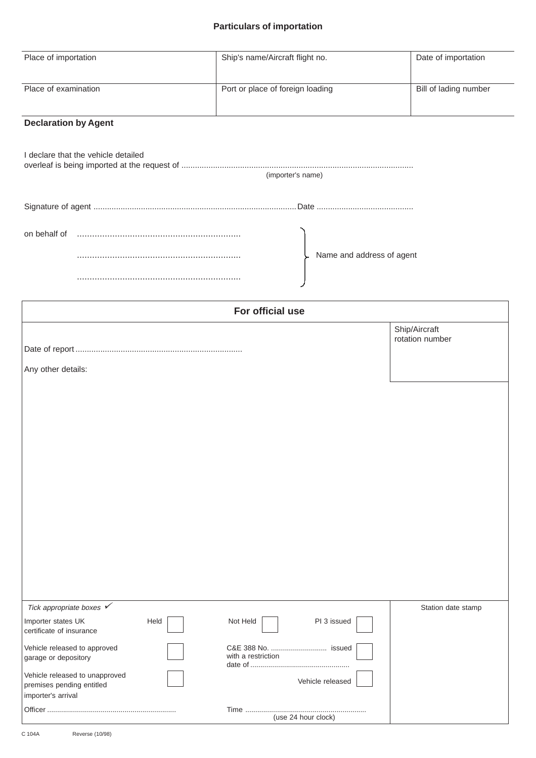## Particulars of importation

| Place of importation | Ship's name/Aircraft flight no. | Date of importation |
|---|---|---|
| Place of examination | Port or place of foreign loading | Bill of lading number |

### Declaration by Agent

I declare that the vehicle detailed overleaf is being imported at the request of ..........................................................................................................
(importer's name)

Signature of agent .......................................................................................... Date ...........................................

on behalf of .................................................................
.................................................................
.................................................................
Name and address of agent

### For official use

| | |
|---|---|
| Date of report ..........................................................................<br><br>Any other details: | Ship/Aircraft rotation number |

*Tick appropriate boxes* ✓

| | | | Station date stamp |
|---|---|---|---|
| Importer states UK certificate of insurance | Held ☐ | Not Held ☐ PI 3 issued ☐ | |
| Vehicle released to approved garage or depository | ☐ | C&E 388 No. ............................ issued with a restriction date of ................................................. ☐ | |
| Vehicle released to unapproved premises pending entitled importer's arrival | ☐ | Vehicle released ☐ | |
| Officer ................................................................ | | Time ............................................................ (use 24 hour clock) | |

C 104A Reverse (10/98)